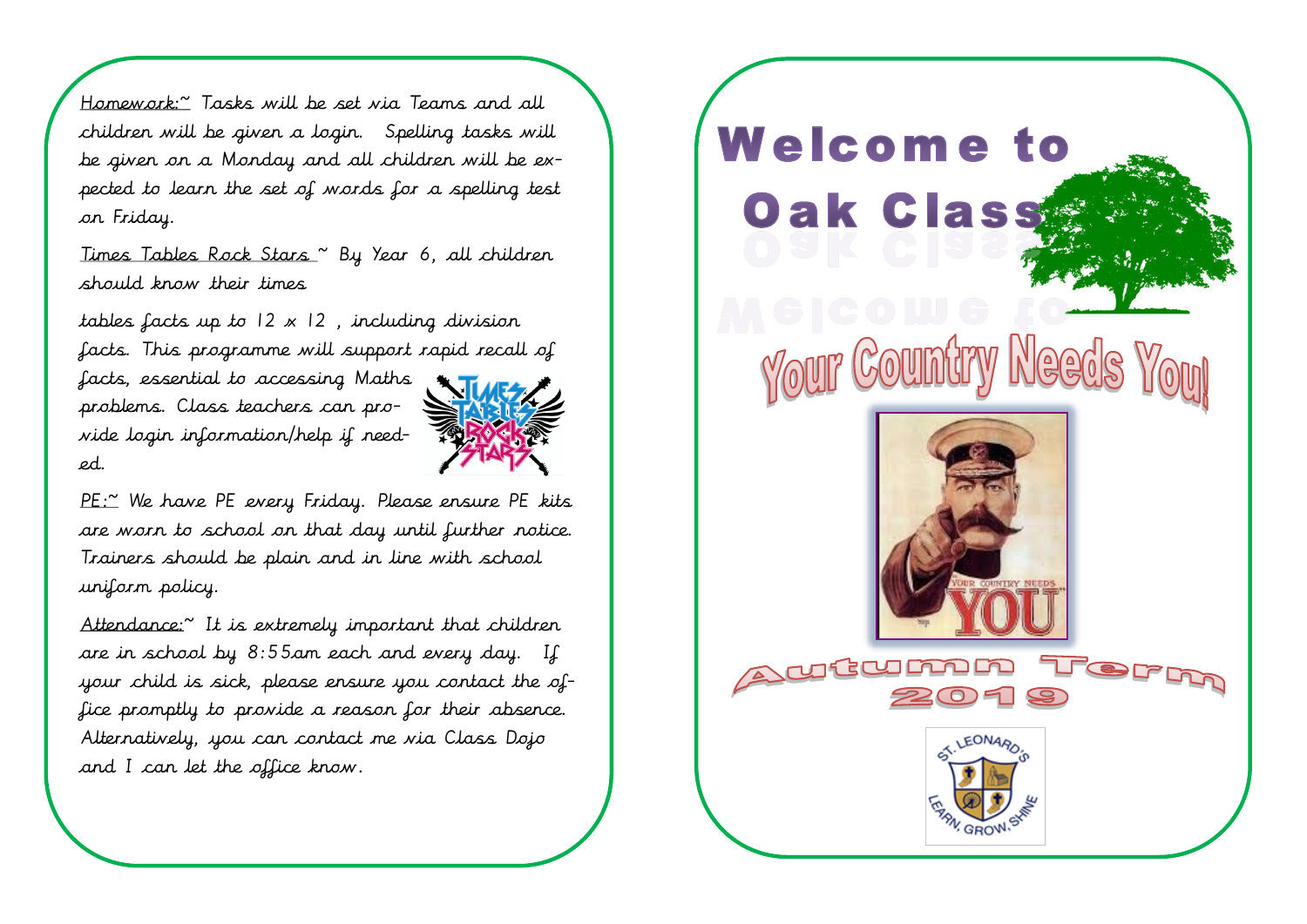Homework:~ Tasks will be set via Teams and all children will be given a login. Spelling tasks will be given on a Monday and all children will be expected to learn the set of words for a spelling test on Friday.

Times Tables Rock Stars ~ By Year 6, all children should know their times

tables facts up to 12 x 12 , including division facts. This programme will support rapid recall of facts, essential to accessing Maths problems. Class teachers can provide login information/help if needed.

PE:~ We have PE every Friday. Please ensure PE kits are worn to school on that day until further notice. Trainers should be plain and in line with school uniform policy.

Attendance:~ It is extremely important that children are in school by 8:55am each and every day. If your child is sick, please ensure you contact the office promptly to provide a reason for their absence. Alternatively, you can contact me via Class Dojo and I can let the office know.

# Welcome to Oak Class

## Your Country Needs You!

## Autumn Term 2019

ST. LEONARD'S

LEARN, GROW, SHINE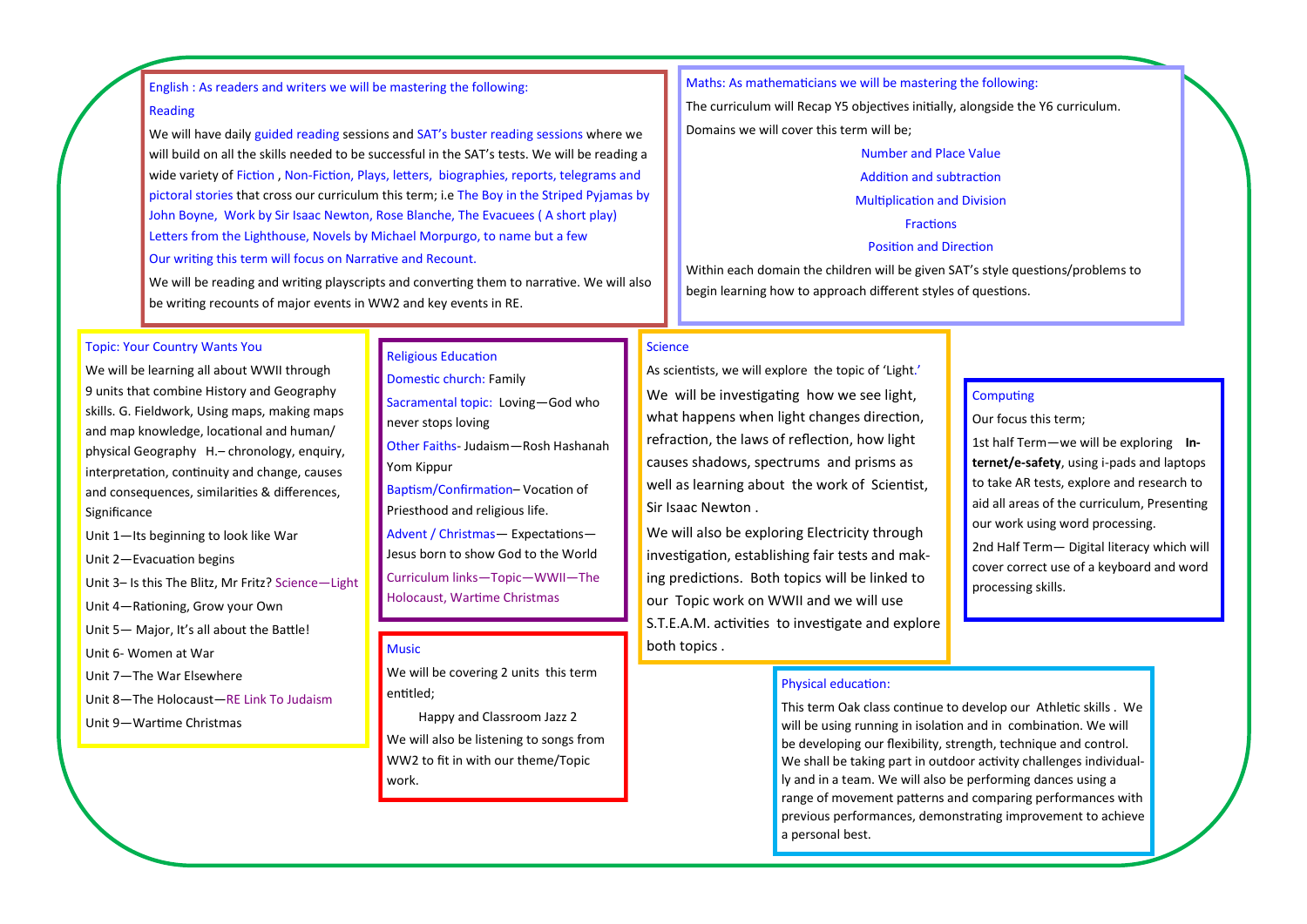## English : As readers and writers we will be mastering the following:

### Reading

We will have daily guided reading sessions and SAT's buster reading sessions where we will build on all the skills needed to be successful in the SAT's tests. We will be reading a wide variety of Fiction , Non-Fiction, Plays, letters, biographies, reports, telegrams and pictoral stories that cross our curriculum this term; i.e The Boy in the Striped Pyjamas by John Boyne, Work by Sir Isaac Newton, Rose Blanche, The Evacuees ( A short play) Letters from the Lighthouse, Novels by Michael Morpurgo, to name but a few

Our writing this term will focus on Narrative and Recount.

We will be reading and writing playscripts and converting them to narrative. We will also be writing recounts of major events in WW2 and key events in RE.

## Maths: As mathematicians we will be mastering the following:

The curriculum will Recap Y5 objectives initially, alongside the Y6 curriculum.

Domains we will cover this term will be;

- Number and Place Value
- Addition and subtraction
- Multiplication and Division
- Fractions
- Position and Direction

Within each domain the children will be given SAT's style questions/problems to begin learning how to approach different styles of questions.

## Topic: Your Country Wants You

We will be learning all about WWII through 9 units that combine History and Geography skills. G. Fieldwork, Using maps, making maps and map knowledge, locational and human/ physical Geography H.– chronology, enquiry, interpretation, continuity and change, causes and consequences, similarities & differences, Significance

- Unit 1—Its beginning to look like War
- Unit 2—Evacuation begins
- Unit 3– Is this The Blitz, Mr Fritz? Science—Light
- Unit 4—Rationing, Grow your Own
- Unit 5— Major, It's all about the Battle!
- Unit 6- Women at War
- Unit 7—The War Elsewhere
- Unit 8—The Holocaust—RE Link To Judaism
- Unit 9—Wartime Christmas

## Religious Education

Domestic church: Family

Sacramental topic: Loving—God who never stops loving

Other Faiths- Judaism—Rosh Hashanah Yom Kippur

Baptism/Confirmation– Vocation of Priesthood and religious life.

Advent / Christmas— Expectations—Jesus born to show God to the World

Curriculum links—Topic—WWII—The Holocaust, Wartime Christmas

## Music

We will be covering 2 units this term entitled;

Happy and Classroom Jazz 2

We will also be listening to songs from WW2 to fit in with our theme/Topic work.

## Science

As scientists, we will explore the topic of 'Light.'

We will be investigating how we see light, what happens when light changes direction, refraction, the laws of reflection, how light causes shadows, spectrums and prisms as well as learning about the work of Scientist, Sir Isaac Newton .

We will also be exploring Electricity through investigation, establishing fair tests and making predictions. Both topics will be linked to our Topic work on WWII and we will use S.T.E.A.M. activities to investigate and explore both topics .

## Computing

Our focus this term;

1st half Term—we will be exploring **Internet/e-safety**, using i-pads and laptops to take AR tests, explore and research to aid all areas of the curriculum, Presenting our work using word processing.

2nd Half Term— Digital literacy which will cover correct use of a keyboard and word processing skills.

## Physical education:

This term Oak class continue to develop our Athletic skills . We will be using running in isolation and in combination. We will be developing our flexibility, strength, technique and control. We shall be taking part in outdoor activity challenges individually and in a team. We will also be performing dances using a range of movement patterns and comparing performances with previous performances, demonstrating improvement to achieve a personal best.